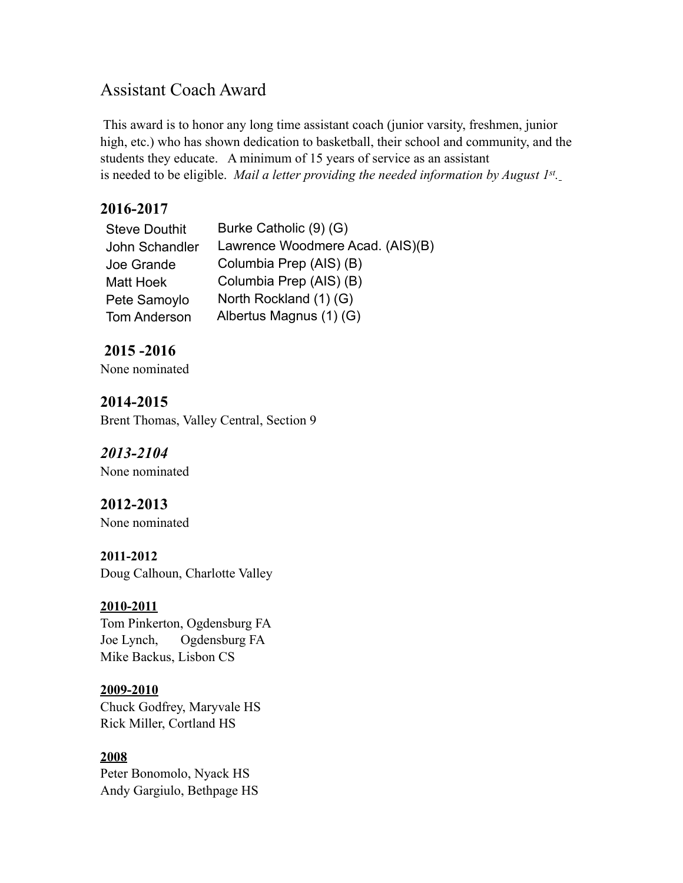# Assistant Coach Award

This award is to honor any long time assistant coach (junior varsity, freshmen, junior high, etc.) who has shown dedication to basketball, their school and community, and the students they educate. A minimum of 15 years of service as an assistant is needed to be eligible. *Mail a letter providing the needed information by August 1st.*

## 2016-2017

| | |
|---|---|
| Steve Douthit | Burke Catholic (9) (G) |
| John Schandler | Lawrence Woodmere Acad. (AIS)(B) |
| Joe Grande | Columbia Prep (AIS) (B) |
| Matt Hoek | Columbia Prep (AIS) (B) |
| Pete Samoylo | North Rockland (1) (G) |
| Tom Anderson | Albertus Magnus (1) (G) |

## 2015 -2016

None nominated

## 2014-2015

Brent Thomas, Valley Central, Section 9

## *2013-2104*

None nominated

## 2012-2013

None nominated

### 2011-2012

Doug Calhoun, Charlotte Valley

### 2010-2011

Tom Pinkerton, Ogdensburg FA
Joe Lynch, Ogdensburg FA
Mike Backus, Lisbon CS

### 2009-2010

Chuck Godfrey, Maryvale HS
Rick Miller, Cortland HS

### 2008

Peter Bonomolo, Nyack HS
Andy Gargiulo, Bethpage HS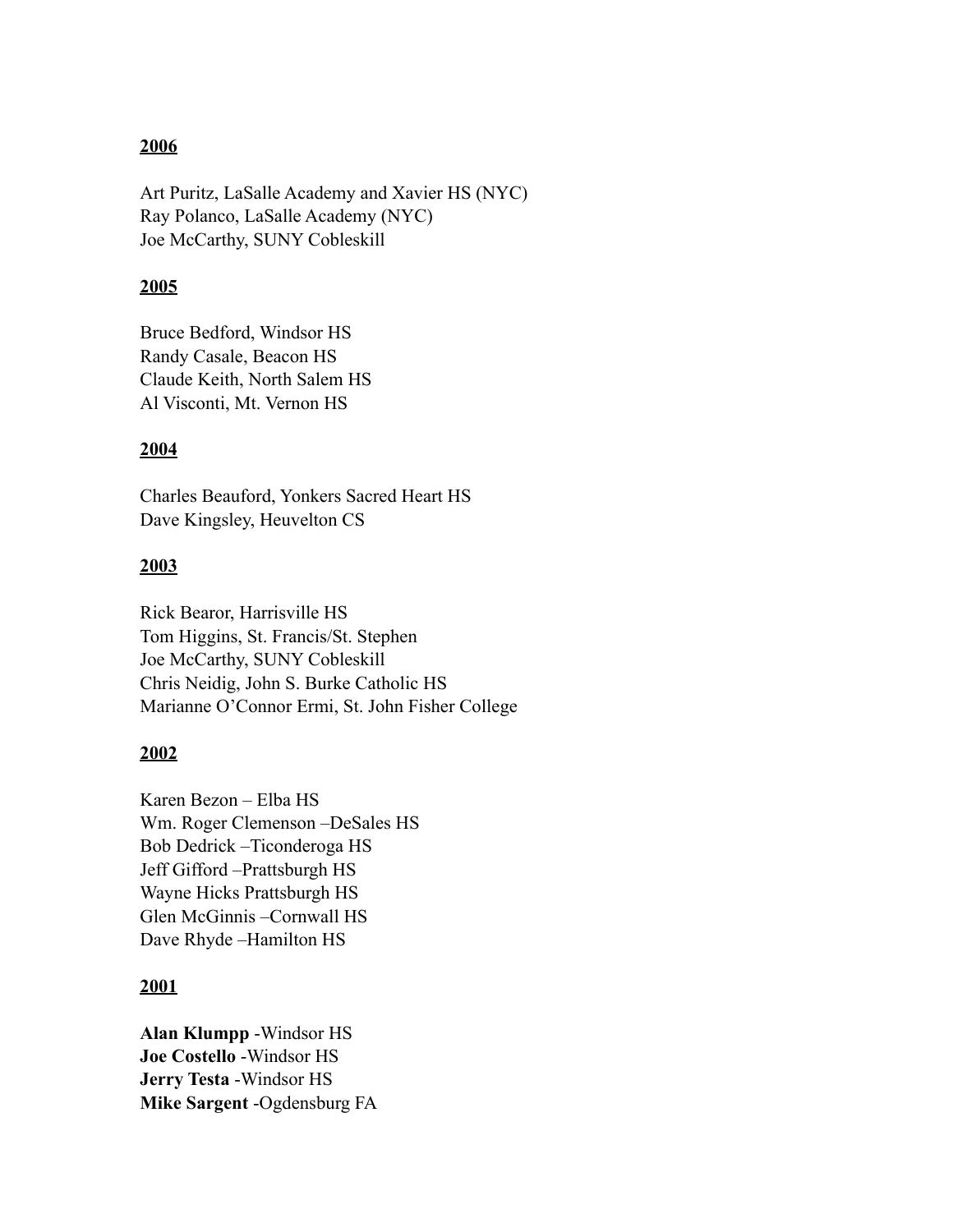**<u>2006</u>**

Art Puritz, LaSalle Academy and Xavier HS (NYC)
Ray Polanco, LaSalle Academy (NYC)
Joe McCarthy, SUNY Cobleskill

**<u>2005</u>**

Bruce Bedford, Windsor HS
Randy Casale, Beacon HS
Claude Keith, North Salem HS
Al Visconti, Mt. Vernon HS

**<u>2004</u>**

Charles Beauford, Yonkers Sacred Heart HS
Dave Kingsley, Heuvelton CS

**<u>2003</u>**

Rick Bearor, Harrisville HS
Tom Higgins, St. Francis/St. Stephen
Joe McCarthy, SUNY Cobleskill
Chris Neidig, John S. Burke Catholic HS
Marianne O'Connor Ermi, St. John Fisher College

**<u>2002</u>**

Karen Bezon – Elba HS
Wm. Roger Clemenson –DeSales HS
Bob Dedrick –Ticonderoga HS
Jeff Gifford –Prattsburgh HS
Wayne Hicks Prattsburgh HS
Glen McGinnis –Cornwall HS
Dave Rhyde –Hamilton HS

**<u>2001</u>**

**Alan Klumpp** -Windsor HS
**Joe Costello** -Windsor HS
**Jerry Testa** -Windsor HS
**Mike Sargent** -Ogdensburg FA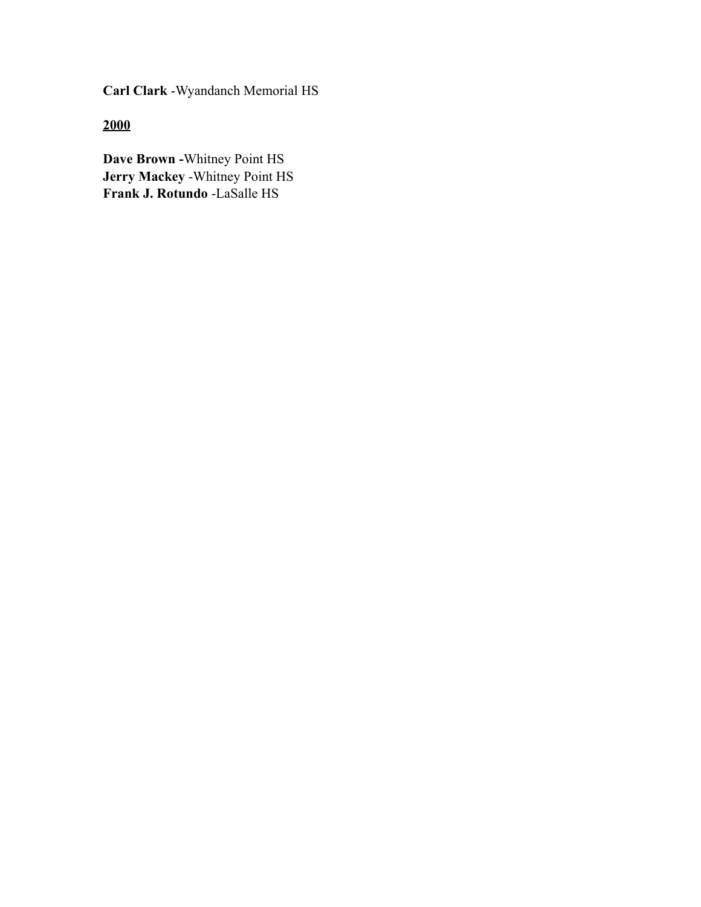**Carl Clark** -Wyandanch Memorial HS

**2000**

**Dave Brown -**Whitney Point HS
**Jerry Mackey** -Whitney Point HS
**Frank J. Rotundo** -LaSalle HS